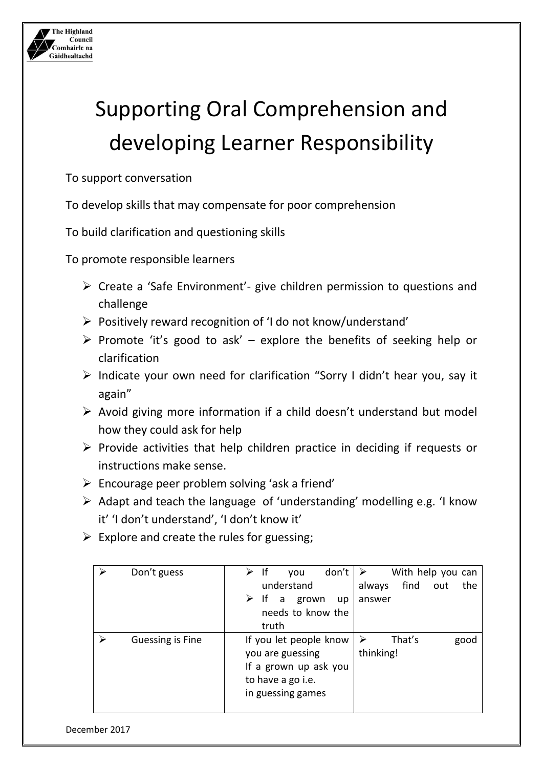The Highland Council
Comhairle na Gàidhealtachd

# Supporting Oral Comprehension and developing Learner Responsibility

To support conversation

To develop skills that may compensate for poor comprehension

To build clarification and questioning skills

To promote responsible learners

- Create a 'Safe Environment'- give children permission to questions and challenge
- Positively reward recognition of 'I do not know/understand'
- Promote 'it's good to ask' – explore the benefits of seeking help or clarification
- Indicate your own need for clarification "Sorry I didn't hear you, say it again"
- Avoid giving more information if a child doesn't understand but model how they could ask for help
- Provide activities that help children practice in deciding if requests or instructions make sense.
- Encourage peer problem solving 'ask a friend'
- Adapt and teach the language of 'understanding' modelling e.g. 'I know it' 'I don't understand', 'I don't know it'
- Explore and create the rules for guessing;

| | | |
|---|---|---|
| ➢ Don't guess | ➢ If you don't understand<br>➢ If a grown up needs to know the truth | ➢ With help you can always find out the answer |
| ➢ Guessing is Fine | If you let people know you are guessing<br>If a grown up ask you to have a go i.e. in guessing games | ➢ That's good thinking! |

December 2017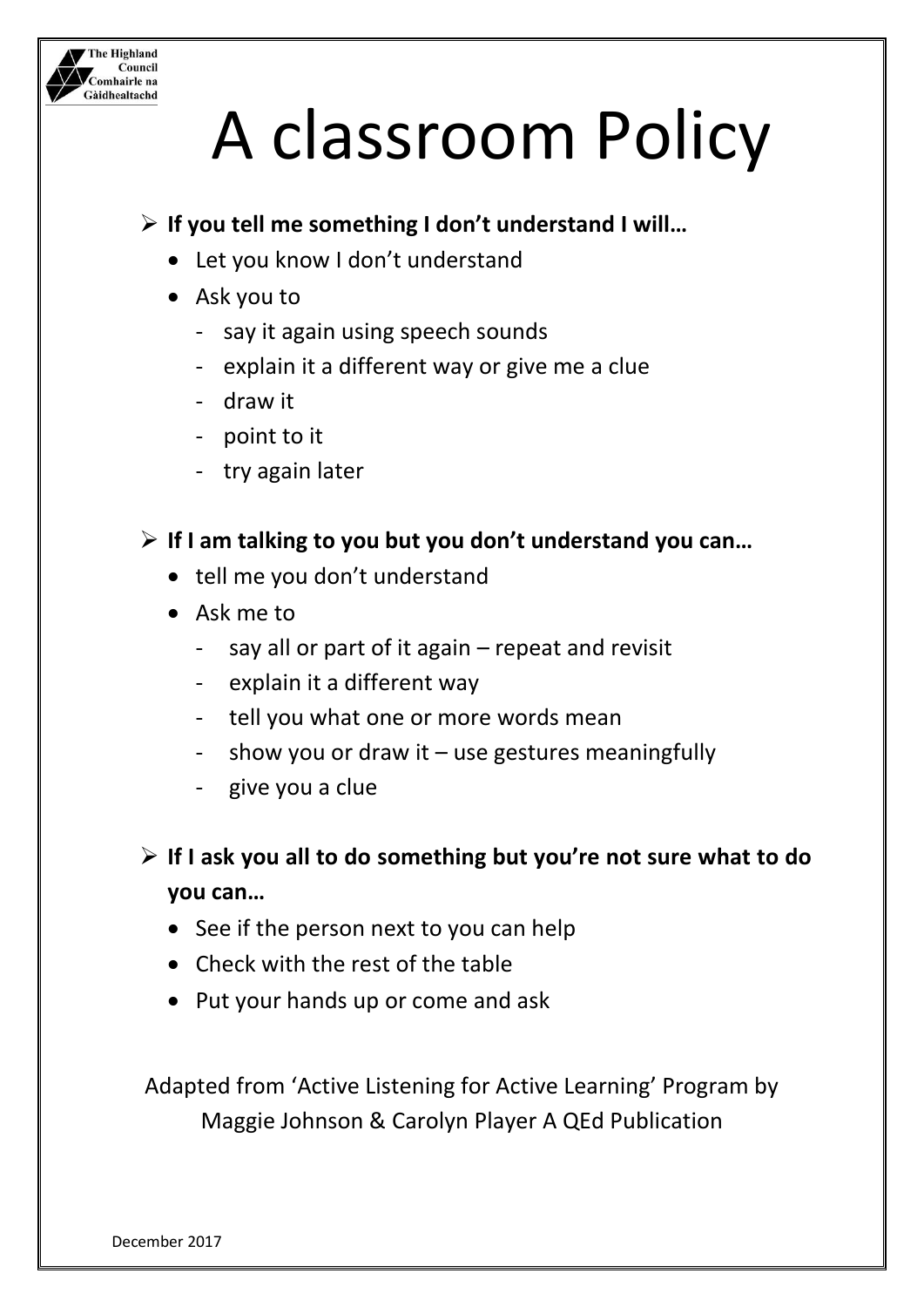The Highland Council
Comhairle na Gàidhealtachd

# A classroom Policy

- **If you tell me something I don't understand I will…**
  - Let you know I don't understand
  - Ask you to
    - say it again using speech sounds
    - explain it a different way or give me a clue
    - draw it
    - point to it
    - try again later

- **If I am talking to you but you don't understand you can…**
  - tell me you don't understand
  - Ask me to
    - say all or part of it again – repeat and revisit
    - explain it a different way
    - tell you what one or more words mean
    - show you or draw it – use gestures meaningfully
    - give you a clue

- **If I ask you all to do something but you're not sure what to do you can…**
  - See if the person next to you can help
  - Check with the rest of the table
  - Put your hands up or come and ask

Adapted from 'Active Listening for Active Learning' Program by Maggie Johnson & Carolyn Player A QEd Publication

December 2017